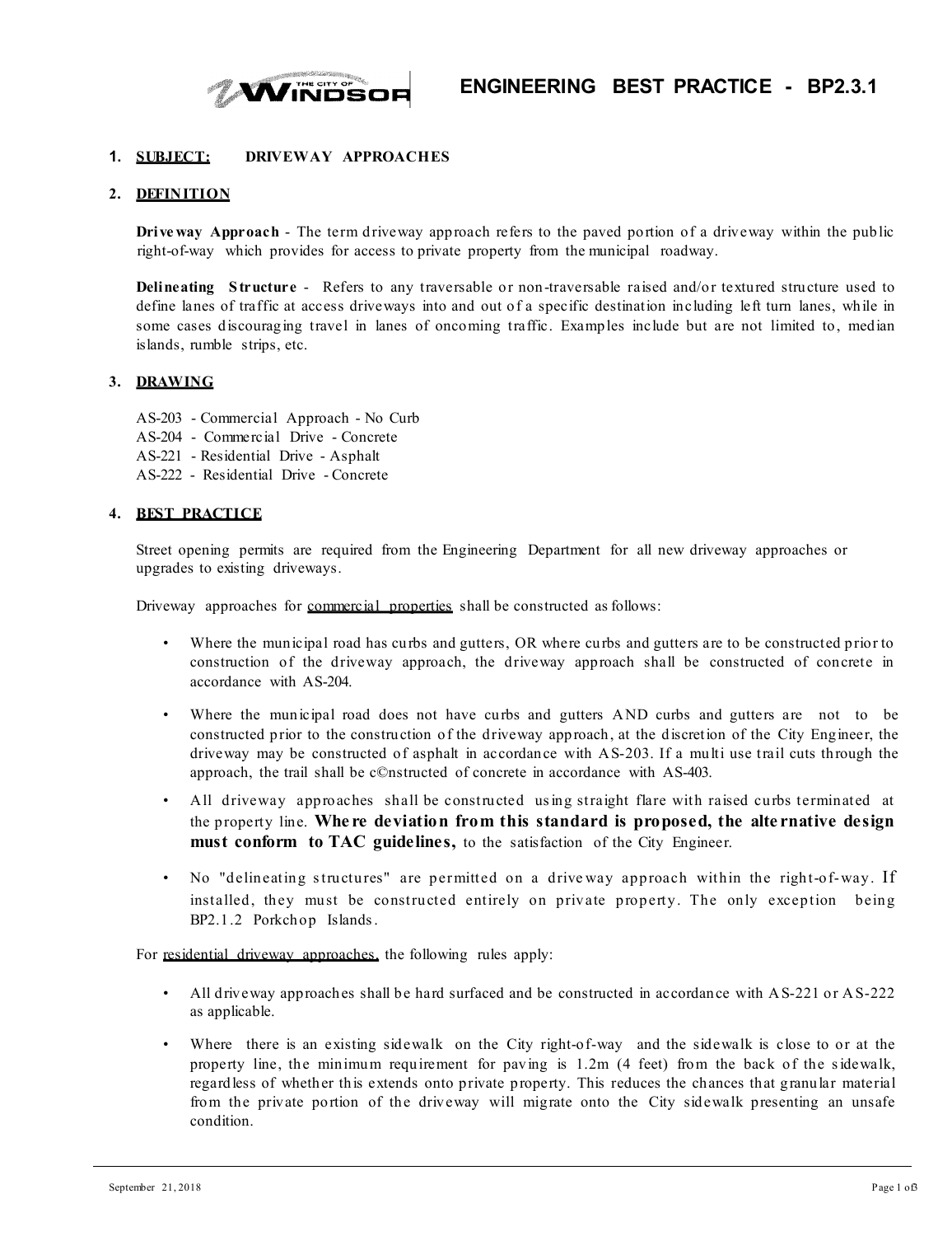# ENGINEERING BEST PRACTICE - BP2.3.1

## 1. SUBJECT: DRIVEWAY APPROACHES

## 2. DEFINITION

**Driveway Approach** - The term driveway approach refers to the paved portion of a driveway within the public right-of-way which provides for access to private property from the municipal roadway.

**Delineating Structure** - Refers to any traversable or non-traversable raised and/or textured structure used to define lanes of traffic at access driveways into and out of a specific destination including left turn lanes, while in some cases discouraging travel in lanes of oncoming traffic. Examples include but are not limited to, median islands, rumble strips, etc.

## 3. DRAWING

AS-203 - Commercial Approach - No Curb
AS-204 - Commercial Drive - Concrete
AS-221 - Residential Drive - Asphalt
AS-222 - Residential Drive - Concrete

## 4. BEST PRACTICE

Street opening permits are required from the Engineering Department for all new driveway approaches or upgrades to existing driveways.

Driveway approaches for commercial properties shall be constructed as follows:

- Where the municipal road has curbs and gutters, OR where curbs and gutters are to be constructed prior to construction of the driveway approach, the driveway approach shall be constructed of concrete in accordance with AS-204.
- Where the municipal road does not have curbs and gutters AND curbs and gutters are not to be constructed prior to the construction of the driveway approach, at the discretion of the City Engineer, the driveway may be constructed of asphalt in accordance with AS-203. If a multi use trail cuts through the approach, the trail shall be c©nstructed of concrete in accordance with AS-403.
- All driveway approaches shall be constructed using straight flare with raised curbs terminated at the property line. **Where deviation from this standard is proposed, the alternative design must conform to TAC guidelines,** to the satisfaction of the City Engineer.
- No "delineating structures" are permitted on a driveway approach within the right-of-way. If installed, they must be constructed entirely on private property. The only exception being BP2.1.2 Porkchop Islands.

For residential driveway approaches, the following rules apply:

- All driveway approaches shall be hard surfaced and be constructed in accordance with AS-221 or AS-222 as applicable.
- Where there is an existing sidewalk on the City right-of-way and the sidewalk is close to or at the property line, the minimum requirement for paving is 1.2m (4 feet) from the back of the sidewalk, regardless of whether this extends onto private property. This reduces the chances that granular material from the private portion of the driveway will migrate onto the City sidewalk presenting an unsafe condition.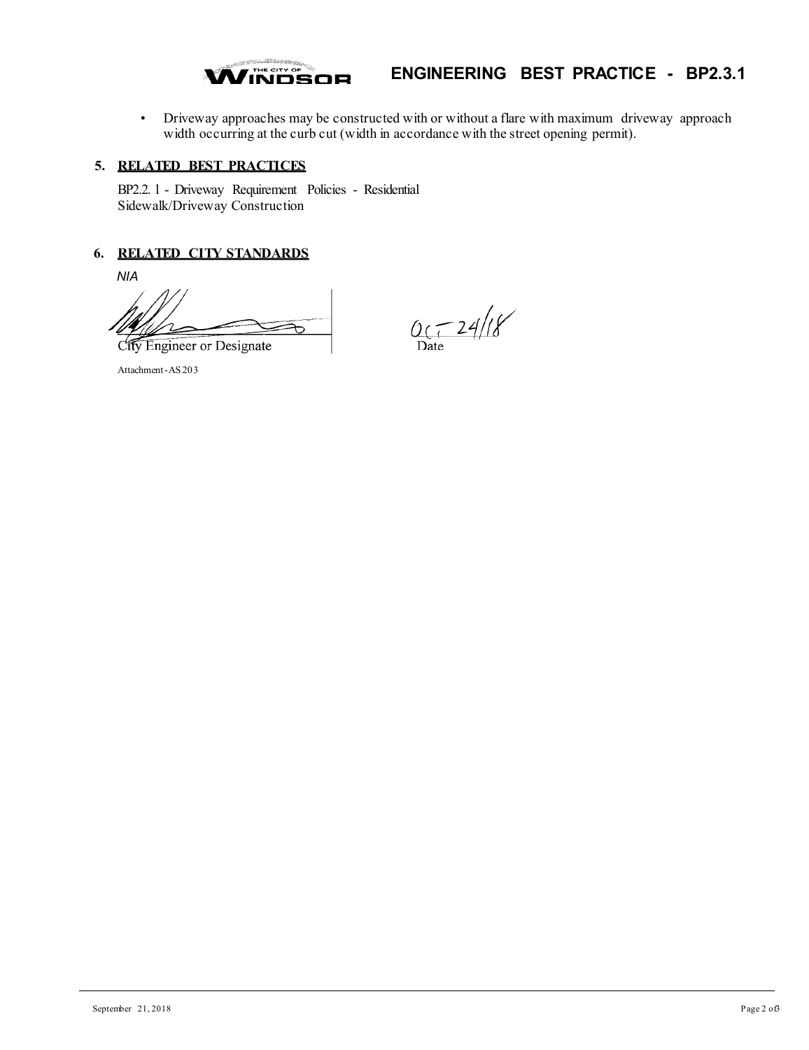- Driveway approaches may be constructed with or without a flare with maximum driveway approach width occurring at the curb cut (width in accordance with the street opening permit).

## 5. RELATED BEST PRACTICES

BP2.2. 1 - Driveway Requirement Policies - Residential Sidewalk/Driveway Construction

## 6. RELATED CITY STANDARDS

*N/A*

City Engineer or Designate

Date: Oct 24/18

Attachment - AS 203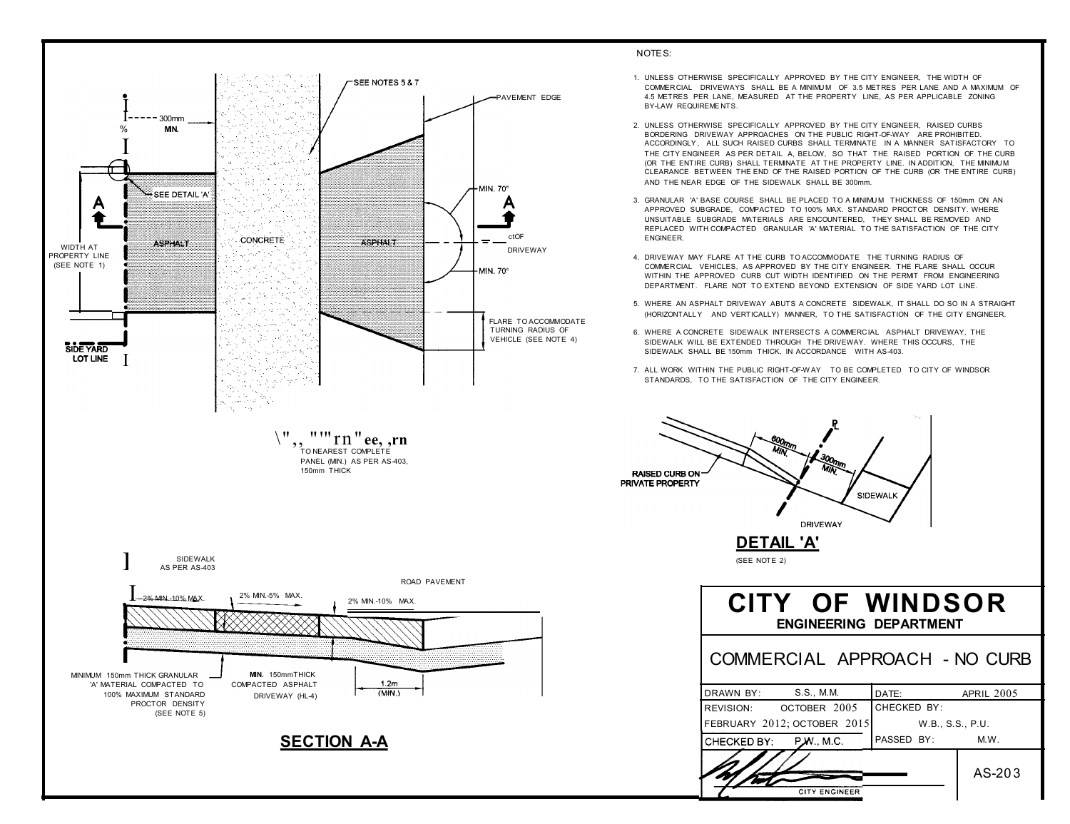NOTES:

1. UNLESS OTHERWISE SPECIFICALLY APPROVED BY THE CITY ENGINEER, THE WIDTH OF COMMERCIAL DRIVEWAYS SHALL BE A MINIMUM OF 3.5 METRES PER LANE AND A MAXIMUM OF 4.5 METRES PER LANE, MEASURED AT THE PROPERTY LINE, AS PER APPLICABLE ZONING BY-LAW REQUIREMENTS.
2. UNLESS OTHERWISE SPECIFICALLY APPROVED BY THE CITY ENGINEER, RAISED CURBS BORDERING DRIVEWAY APPROACHES ON THE PUBLIC RIGHT-OF-WAY ARE PROHIBITED. ACCORDINGLY, ALL SUCH RAISED CURBS SHALL TERMINATE IN A MANNER SATISFACTORY TO THE CITY ENGINEER AS PER DETAIL A, BELOW, SO THAT THE RAISED PORTION OF THE CURB (OR THE ENTIRE CURB) SHALL TERMINATE AT THE PROPERTY LINE. IN ADDITION, THE MINIMUM CLEARANCE BETWEEN THE END OF THE RAISED PORTION OF THE CURB (OR THE ENTIRE CURB) AND THE NEAR EDGE OF THE SIDEWALK SHALL BE 300mm.
3. GRANULAR 'A' BASE COURSE SHALL BE PLACED TO A MINIMUM THICKNESS OF 150mm ON AN APPROVED SUBGRADE, COMPACTED TO 100% MAX. STANDARD PROCTOR DENSITY. WHERE UNSUITABLE SUBGRADE MATERIALS ARE ENCOUNTERED, THEY SHALL BE REMOVED AND REPLACED WITH COMPACTED GRANULAR 'A' MATERIAL TO THE SATISFACTION OF THE CITY ENGINEER.
4. DRIVEWAY MAY FLARE AT THE CURB TO ACCOMMODATE THE TURNING RADIUS OF COMMERCIAL VEHICLES, AS APPROVED BY THE CITY ENGINEER. THE FLARE SHALL OCCUR WITHIN THE APPROVED CURB CUT WIDTH IDENTIFIED ON THE PERMIT FROM ENGINEERING DEPARTMENT. FLARE NOT TO EXTEND BEYOND EXTENSION OF SIDE YARD LOT LINE.
5. WHERE AN ASPHALT DRIVEWAY ABUTS A CONCRETE SIDEWALK, IT SHALL DO SO IN A STRAIGHT (HORIZONTALLY AND VERTICALLY) MANNER, TO THE SATISFACTION OF THE CITY ENGINEER.
6. WHERE A CONCRETE SIDEWALK INTERSECTS A COMMERCIAL ASPHALT DRIVEWAY, THE SIDEWALK WILL BE EXTENDED THROUGH THE DRIVEWAY. WHERE THIS OCCURS, THE SIDEWALK SHALL BE 150mm THICK, IN ACCORDANCE WITH AS-403.
7. ALL WORK WITHIN THE PUBLIC RIGHT-OF-WAY TO BE COMPLETED TO CITY OF WINDSOR STANDARDS, TO THE SATISFACTION OF THE CITY ENGINEER.

300mm MIN.

SEE NOTES 5 & 7

PAVEMENT EDGE

SEE DETAIL 'A'

A

A

WIDTH AT PROPERTY LINE (SEE NOTE 1)

ASPHALT

CONCRETE

ASPHALT

MIN. 70°

MIN. 70°

℄ OF DRIVEWAY

FLARE TO ACCOMMODATE TURNING RADIUS OF VEHICLE (SEE NOTE 4)

SIDE YARD LOT LINE

TO NEAREST COMPLETE PANEL (MIN.) AS PER AS-403, 150mm THICK

RAISED CURB ON PRIVATE PROPERTY

600mm MIN.

300mm MIN.

℄

SIDEWALK

DRIVEWAY

## DETAIL 'A'

(SEE NOTE 2)

SIDEWALK AS PER AS-403

ROAD PAVEMENT

2% MIN.-10% MAX.

2% MIN.-5% MAX.

2% MIN.-10% MAX.

MINIMUM 150mm THICK GRANULAR 'A' MATERIAL COMPACTED TO 100% MAXIMUM STANDARD PROCTOR DENSITY (SEE NOTE 5)

MIN. 150mm THICK COMPACTED ASPHALT DRIVEWAY (HL-4)

1.2m (MIN.)

## SECTION A-A

# CITY OF WINDSOR

## ENGINEERING DEPARTMENT

## COMMERCIAL APPROACH - NO CURB

| | | | |
|---|---|---|---|
| DRAWN BY: | S.S., M.M. | DATE: | APRIL 2005 |
| REVISION: | OCTOBER 2005 | CHECKED BY: | |
| FEBRUARY 2012; OCTOBER 2015 | | W.B., S.S., P.U. | |
| CHECKED BY: | P.W., M.C. | PASSED BY: | M.W. |

CITY ENGINEER

AS-203